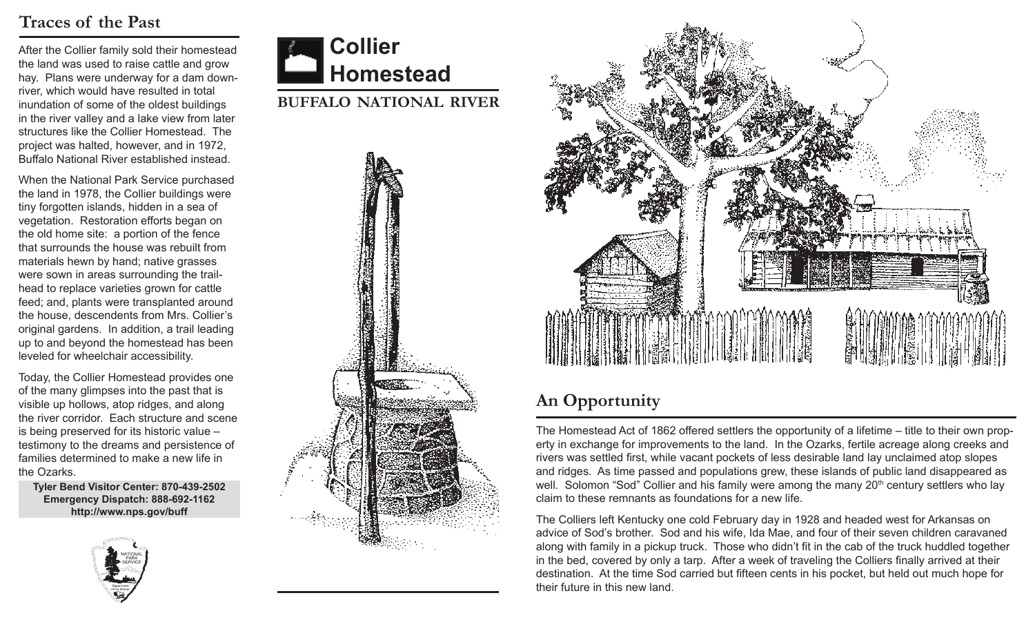# Collier Homestead

**BUFFALO NATIONAL RIVER**

## Traces of the Past

After the Collier family sold their homestead the land was used to raise cattle and grow hay. Plans were underway for a dam downriver, which would have resulted in total inundation of some of the oldest buildings in the river valley and a lake view from later structures like the Collier Homestead. The project was halted, however, and in 1972, Buffalo National River established instead.

When the National Park Service purchased the land in 1978, the Collier buildings were tiny forgotten islands, hidden in a sea of vegetation. Restoration efforts began on the old home site: a portion of the fence that surrounds the house was rebuilt from materials hewn by hand; native grasses were sown in areas surrounding the trailhead to replace varieties grown for cattle feed; and, plants were transplanted around the house, descendents from Mrs. Collier's original gardens. In addition, a trail leading up to and beyond the homestead has been leveled for wheelchair accessibility.

Today, the Collier Homestead provides one of the many glimpses into the past that is visible up hollows, atop ridges, and along the river corridor. Each structure and scene is being preserved for its historic value – testimony to the dreams and persistence of families determined to make a new life in the Ozarks.

**Tyler Bend Visitor Center: 870-439-2502**
**Emergency Dispatch: 888-692-1162**
**http://www.nps.gov/buff**

## An Opportunity

The Homestead Act of 1862 offered settlers the opportunity of a lifetime – title to their own property in exchange for improvements to the land. In the Ozarks, fertile acreage along creeks and rivers was settled first, while vacant pockets of less desirable land lay unclaimed atop slopes and ridges. As time passed and populations grew, these islands of public land disappeared as well. Solomon "Sod" Collier and his family were among the many 20th century settlers who lay claim to these remnants as foundations for a new life.

The Colliers left Kentucky one cold February day in 1928 and headed west for Arkansas on advice of Sod's brother. Sod and his wife, Ida Mae, and four of their seven children caravaned along with family in a pickup truck. Those who didn't fit in the cab of the truck huddled together in the bed, covered by only a tarp. After a week of traveling the Colliers finally arrived at their destination. At the time Sod carried but fifteen cents in his pocket, but held out much hope for their future in this new land.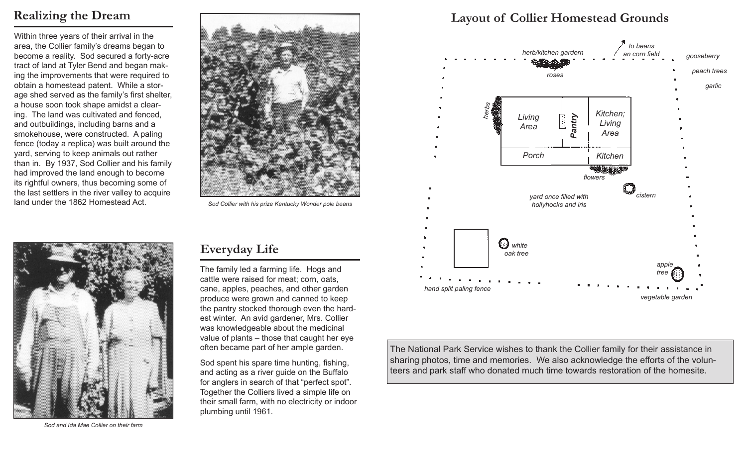## Realizing the Dream

Within three years of their arrival in the area, the Collier family's dreams began to become a reality. Sod secured a forty-acre tract of land at Tyler Bend and began making the improvements that were required to obtain a homestead patent. While a storage shed served as the family's first shelter, a house soon took shape amidst a clearing. The land was cultivated and fenced, and outbuildings, including barns and a smokehouse, were constructed. A paling fence (today a replica) was built around the yard, serving to keep animals out rather than in. By 1937, Sod Collier and his family had improved the land enough to become its rightful owners, thus becoming some of the last settlers in the river valley to acquire land under the 1862 Homestead Act.

*Sod Collier with his prize Kentucky Wonder pole beans*

*Sod and Ida Mae Collier on their farm*

## Everyday Life

The family led a farming life. Hogs and cattle were raised for meat; corn, oats, cane, apples, peaches, and other garden produce were grown and canned to keep the pantry stocked thorough even the hardest winter. An avid gardener, Mrs. Collier was knowledgeable about the medicinal value of plants – those that caught her eye often became part of her ample garden.

Sod spent his spare time hunting, fishing, and acting as a river guide on the Buffalo for anglers in search of that "perfect spot". Together the Colliers lived a simple life on their small farm, with no electricity or indoor plumbing until 1961.

## Layout of Collier Homestead Grounds

herb/kitchen garden
to beans an corn field
gooseberry
peach trees
garlic
roses
herbs
Living Area
Pantry
Kitchen; Living Area
Porch
Kitchen
flowers
cistern
yard once filled with hollyhocks and iris
white oak tree
apple tree
hand split paling fence
vegetable garden

The National Park Service wishes to thank the Collier family for their assistance in sharing photos, time and memories. We also acknowledge the efforts of the volunteers and park staff who donated much time towards restoration of the homesite.